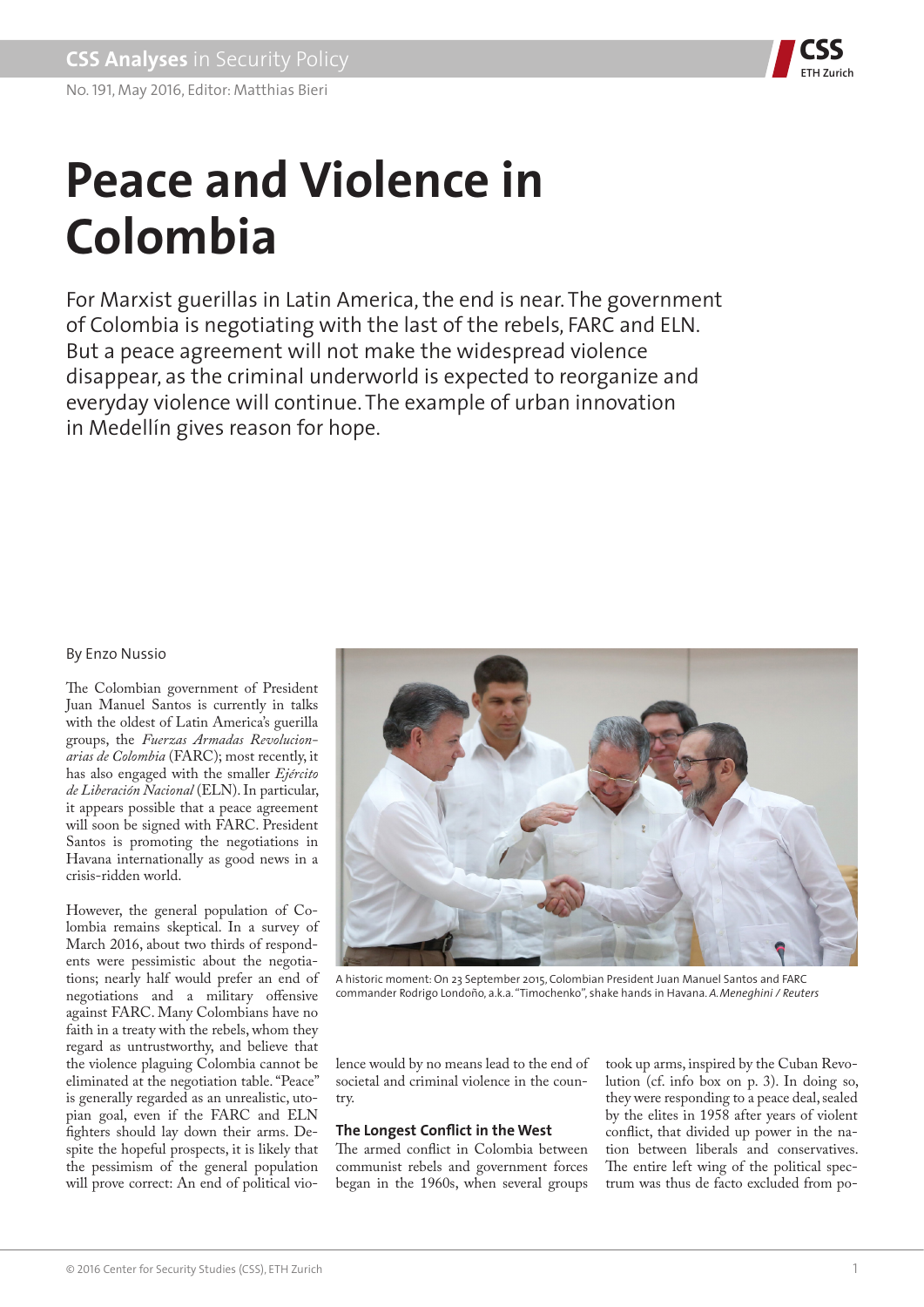# Peace and Violence in Colombia

For Marxist guerillas in Latin America, the end is near. The government of Colombia is negotiating with the last of the rebels, FARC and ELN. But a peace agreement will not make the widespread violence disappear, as the criminal underworld is expected to reorganize and everyday violence will continue. The example of urban innovation in Medellín gives reason for hope.

By Enzo Nussio

The Colombian government of President Juan Manuel Santos is currently in talks with the oldest of Latin America's guerilla groups, the *Fuerzas Armadas Revolucionarias de Colombia* (FARC); most recently, it has also engaged with the smaller *Ejército de Liberación Nacional* (ELN). In particular, it appears possible that a peace agreement will soon be signed with FARC. President Santos is promoting the negotiations in Havana internationally as good news in a crisis-ridden world.

However, the general population of Colombia remains skeptical. In a survey of March 2016, about two thirds of respondents were pessimistic about the negotiations; nearly half would prefer an end of negotiations and a military offensive against FARC. Many Colombians have no faith in a treaty with the rebels, whom they regard as untrustworthy, and believe that the violence plaguing Colombia cannot be eliminated at the negotiation table. "Peace" is generally regarded as an unrealistic, utopian goal, even if the FARC and ELN fighters should lay down their arms. Despite the hopeful prospects, it is likely that the pessimism of the general population will prove correct: An end of political violence would by no means lead to the end of societal and criminal violence in the country.

A historic moment: On 23 September 2015, Colombian President Juan Manuel Santos and FARC commander Rodrigo Londoño, a.k.a. "Timochenko", shake hands in Havana. *A. Meneghini / Reuters*

## The Longest Conflict in the West

The armed conflict in Colombia between communist rebels and government forces began in the 1960s, when several groups took up arms, inspired by the Cuban Revolution (cf. info box on p. 3). In doing so, they were responding to a peace deal, sealed by the elites in 1958 after years of violent conflict, that divided up power in the nation between liberals and conservatives. The entire left wing of the political spectrum was thus de facto excluded from po-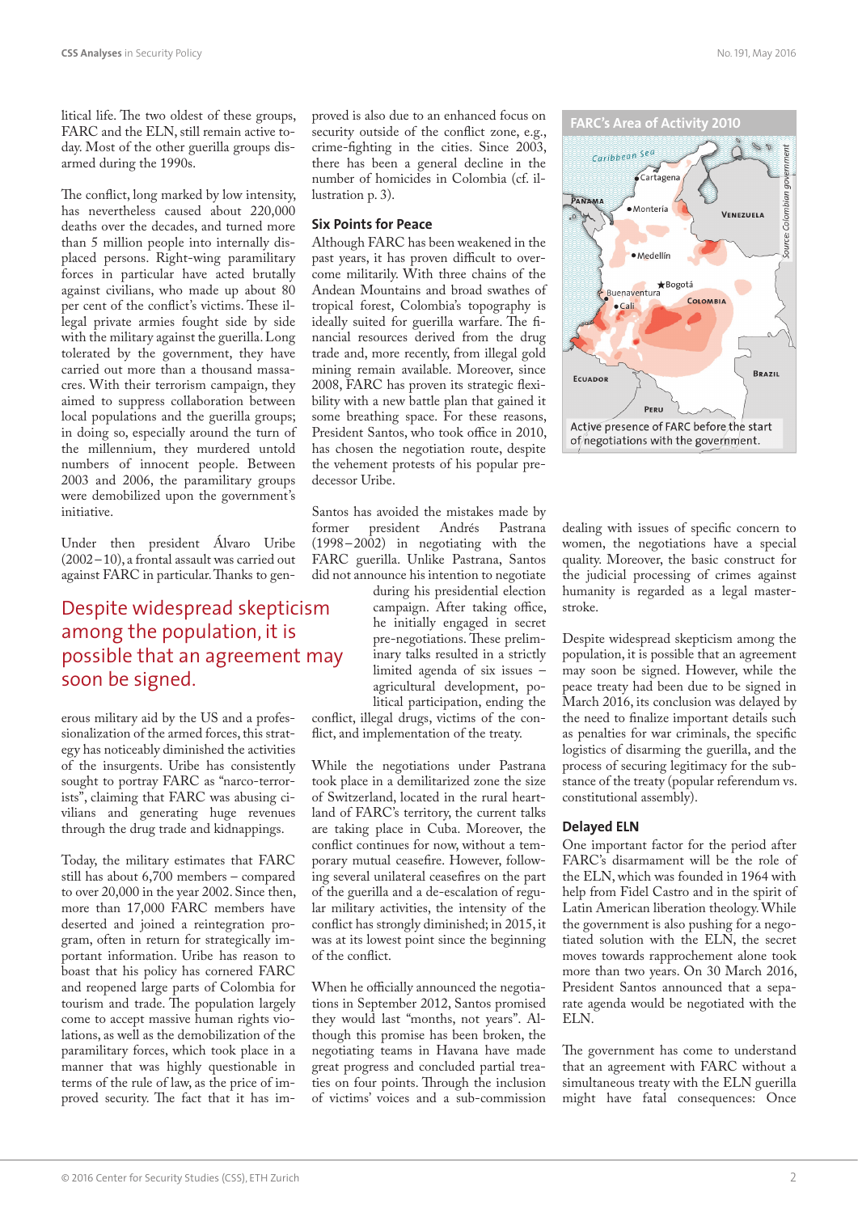litical life. The two oldest of these groups, FARC and the ELN, still remain active today. Most of the other guerilla groups disarmed during the 1990s.

The conflict, long marked by low intensity, has nevertheless caused about 220,000 deaths over the decades, and turned more than 5 million people into internally displaced persons. Right-wing paramilitary forces in particular have acted brutally against civilians, who made up about 80 per cent of the conflict's victims. These illegal private armies fought side by side with the military against the guerilla. Long tolerated by the government, they have carried out more than a thousand massacres. With their terrorism campaign, they aimed to suppress collaboration between local populations and the guerilla groups; in doing so, especially around the turn of the millennium, they murdered untold numbers of innocent people. Between 2003 and 2006, the paramilitary groups were demobilized upon the government's initiative.

Under then president Álvaro Uribe (2002–10), a frontal assault was carried out against FARC in particular. Thanks to generous military aid by the US and a professionalization of the armed forces, this strategy has noticeably diminished the activities of the insurgents. Uribe has consistently sought to portray FARC as "narco-terrorists", claiming that FARC was abusing civilians and generating huge revenues through the drug trade and kidnappings.

> Despite widespread skepticism among the population, it is possible that an agreement may soon be signed.

Today, the military estimates that FARC still has about 6,700 members – compared to over 20,000 in the year 2002. Since then, more than 17,000 FARC members have deserted and joined a reintegration program, often in return for strategically important information. Uribe has reason to boast that his policy has cornered FARC and reopened large parts of Colombia for tourism and trade. The population largely come to accept massive human rights violations, as well as the demobilization of the paramilitary forces, which took place in a manner that was highly questionable in terms of the rule of law, as the price of improved security. The fact that it has improved is also due to an enhanced focus on security outside of the conflict zone, e.g., crime-fighting in the cities. Since 2003, there has been a general decline in the number of homicides in Colombia (cf. illustration p. 3).

## Six Points for Peace

Although FARC has been weakened in the past years, it has proven difficult to overcome militarily. With three chains of the Andean Mountains and broad swathes of tropical forest, Colombia's topography is ideally suited for guerilla warfare. The financial resources derived from the drug trade and, more recently, from illegal gold mining remain available. Moreover, since 2008, FARC has proven its strategic flexibility with a new battle plan that gained it some breathing space. For these reasons, President Santos, who took office in 2010, has chosen the negotiation route, despite the vehement protests of his popular predecessor Uribe.

Santos has avoided the mistakes made by former president Andrés Pastrana (1998–2002) in negotiating with the FARC guerilla. Unlike Pastrana, Santos did not announce his intention to negotiate during his presidential election campaign. After taking office, he initially engaged in secret pre-negotiations. These preliminary talks resulted in a strictly limited agenda of six issues – agricultural development, political participation, ending the conflict, illegal drugs, victims of the conflict, and implementation of the treaty.

While the negotiations under Pastrana took place in a demilitarized zone the size of Switzerland, located in the rural heartland of FARC's territory, the current talks are taking place in Cuba. Moreover, the conflict continues for now, without a temporary mutual ceasefire. However, following several unilateral ceasefires on the part of the guerilla and a de-escalation of regular military activities, the intensity of the conflict has strongly diminished; in 2015, it was at its lowest point since the beginning of the conflict.

When he officially announced the negotiations in September 2012, Santos promised they would last "months, not years". Although this promise has been broken, the negotiating teams in Havana have made great progress and concluded partial treaties on four points. Through the inclusion of victims' voices and a sub-commission dealing with issues of specific concern to women, the negotiations have a special quality. Moreover, the basic construct for the judicial processing of crimes against humanity is regarded as a legal masterstroke.

**FARC's Area of Activity 2010**

Caribbean Sea
Cartagena
Panama
Monteria
Venezuela
Medellín
Bogotá
Buenaventura
Cali
Colombia
Ecuador
Brazil
Peru
Source: Colombian government

Active presence of FARC before the start of negotiations with the government.

Despite widespread skepticism among the population, it is possible that an agreement may soon be signed. However, while the peace treaty had been due to be signed in March 2016, its conclusion was delayed by the need to finalize important details such as penalties for war criminals, the specific logistics of disarming the guerilla, and the process of securing legitimacy for the substance of the treaty (popular referendum vs. constitutional assembly).

## Delayed ELN

One important factor for the period after FARC's disarmament will be the role of the ELN, which was founded in 1964 with help from Fidel Castro and in the spirit of Latin American liberation theology. While the government is also pushing for a negotiated solution with the ELN, the secret moves towards rapprochement alone took more than two years. On 30 March 2016, President Santos announced that a separate agenda would be negotiated with the ELN.

The government has come to understand that an agreement with FARC without a simultaneous treaty with the ELN guerilla might have fatal consequences: Once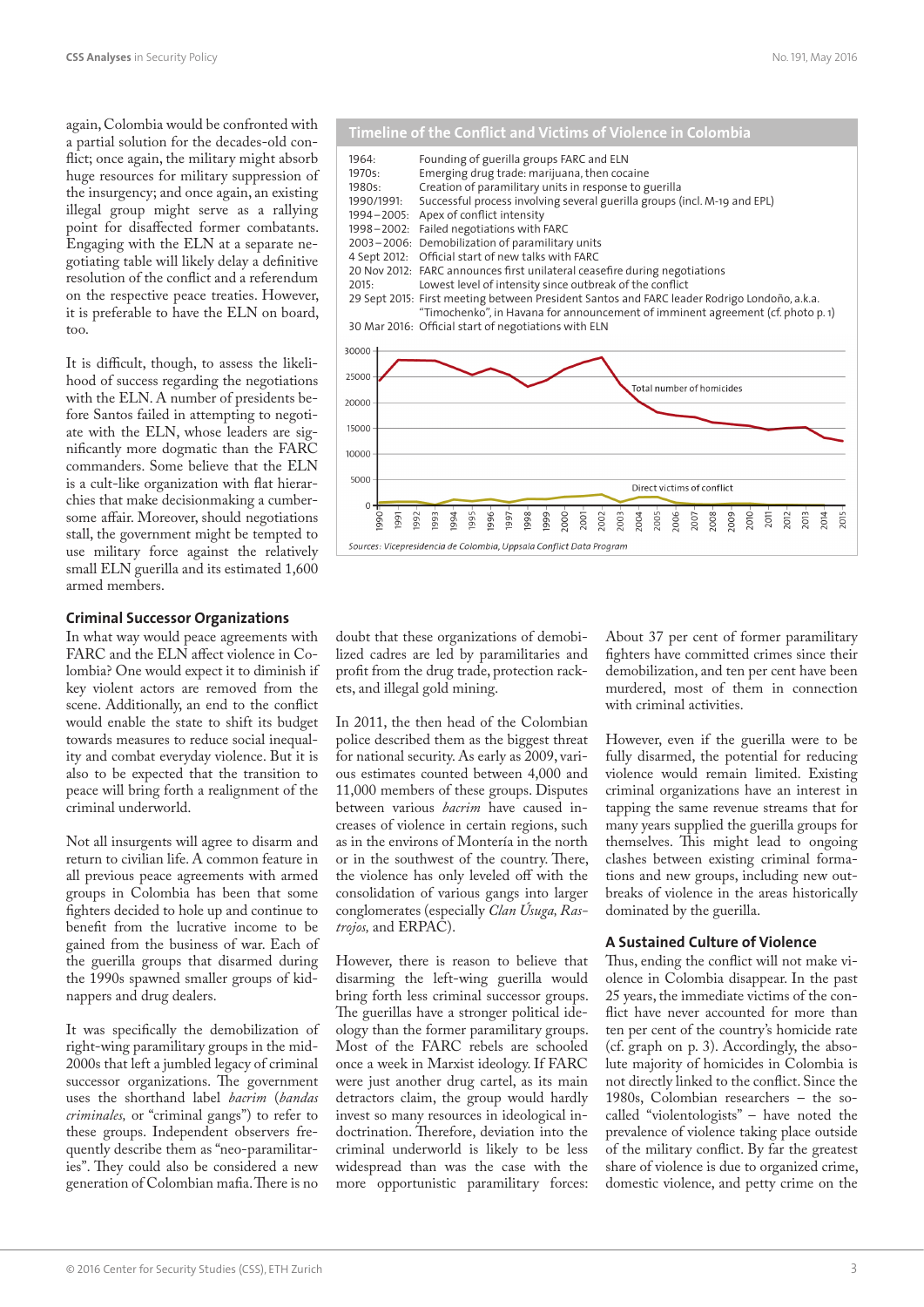again, Colombia would be confronted with a partial solution for the decades-old conflict; once again, the military might absorb huge resources for military suppression of the insurgency; and once again, an existing illegal group might serve as a rallying point for disaffected former combatants. Engaging with the ELN at a separate negotiating table will likely delay a definitive resolution of the conflict and a referendum on the respective peace treaties. However, it is preferable to have the ELN on board, too.

It is difficult, though, to assess the likelihood of success regarding the negotiations with the ELN. A number of presidents before Santos failed in attempting to negotiate with the ELN, whose leaders are significantly more dogmatic than the FARC commanders. Some believe that the ELN is a cult-like organization with flat hierarchies that make decisionmaking a cumbersome affair. Moreover, should negotiations stall, the government might be tempted to use military force against the relatively small ELN guerilla and its estimated 1,600 armed members.

## Timeline of the Conflict and Victims of Violence in Colombia

| | |
|---|---|
| 1964: | Founding of guerilla groups FARC and ELN |
| 1970s: | Emerging drug trade: marijuana, then cocaine |
| 1980s: | Creation of paramilitary units in response to guerilla |
| 1990/1991: | Successful process involving several guerilla groups (incl. M-19 and EPL) |
| 1994–2005: | Apex of conflict intensity |
| 1998–2002: | Failed negotiations with FARC |
| 2003–2006: | Demobilization of paramilitary units |
| 4 Sept 2012: | Official start of new talks with FARC |
| 20 Nov 2012: | FARC announces first unilateral ceasefire during negotiations |
| 2015: | Lowest level of intensity since outbreak of the conflict |
| 29 Sept 2015: | First meeting between President Santos and FARC leader Rodrigo Londoño, a.k.a. "Timochenko", in Havana for announcement of imminent agreement (cf. photo p. 1) |
| 30 Mar 2016: | Official start of negotiations with ELN |

30000
25000
20000
15000
10000
5000
0

Total number of homicides

Direct victims of conflict

1990 1991 1992 1993 1994 1995 1996 1997 1998 1999 2000 2001 2002 2003 2004 2005 2006 2007 2008 2009 2010 2011 2012 2013 2014 2015

*Sources: Vicepresidencia de Colombia, Uppsala Conflict Data Program*

### Criminal Successor Organizations

In what way would peace agreements with FARC and the ELN affect violence in Colombia? One would expect it to diminish if key violent actors are removed from the scene. Additionally, an end to the conflict would enable the state to shift its budget towards measures to reduce social inequality and combat everyday violence. But it is also to be expected that the transition to peace will bring forth a realignment of the criminal underworld.

Not all insurgents will agree to disarm and return to civilian life. A common feature in all previous peace agreements with armed groups in Colombia has been that some fighters decided to hole up and continue to benefit from the lucrative income to be gained from the business of war. Each of the guerilla groups that disarmed during the 1990s spawned smaller groups of kidnappers and drug dealers.

It was specifically the demobilization of right-wing paramilitary groups in the mid-2000s that left a jumbled legacy of criminal successor organizations. The government uses the shorthand label *bacrim* (*bandas criminales,* or "criminal gangs") to refer to these groups. Independent observers frequently describe them as "neo-paramilitaries". They could also be considered a new generation of Colombian mafia. There is no doubt that these organizations of demobilized cadres are led by paramilitaries and profit from the drug trade, protection rackets, and illegal gold mining.

In 2011, the then head of the Colombian police described them as the biggest threat for national security. As early as 2009, various estimates counted between 4,000 and 11,000 members of these groups. Disputes between various *bacrim* have caused increases of violence in certain regions, such as in the environs of Montería in the north or in the southwest of the country. There, the violence has only leveled off with the consolidation of various gangs into larger conglomerates (especially *Clan Úsuga, Rastrojos,* and ERPAC).

However, there is reason to believe that disarming the left-wing guerilla would bring forth less criminal successor groups. The guerillas have a stronger political ideology than the former paramilitary groups. Most of the FARC rebels are schooled once a week in Marxist ideology. If FARC were just another drug cartel, as its main detractors claim, the group would hardly invest so many resources in ideological indoctrination. Therefore, deviation into the criminal underworld is likely to be less widespread than was the case with the more opportunistic paramilitary forces: About 37 per cent of former paramilitary fighters have committed crimes since their demobilization, and ten per cent have been murdered, most of them in connection with criminal activities.

However, even if the guerilla were to be fully disarmed, the potential for reducing violence would remain limited. Existing criminal organizations have an interest in tapping the same revenue streams that for many years supplied the guerilla groups for themselves. This might lead to ongoing clashes between existing criminal formations and new groups, including new outbreaks of violence in the areas historically dominated by the guerilla.

### A Sustained Culture of Violence

Thus, ending the conflict will not make violence in Colombia disappear. In the past 25 years, the immediate victims of the conflict have never accounted for more than ten per cent of the country's homicide rate (cf. graph on p. 3). Accordingly, the absolute majority of homicides in Colombia is not directly linked to the conflict. Since the 1980s, Colombian researchers – the so-called "violentologists" – have noted the prevalence of violence taking place outside of the military conflict. By far the greatest share of violence is due to organized crime, domestic violence, and petty crime on the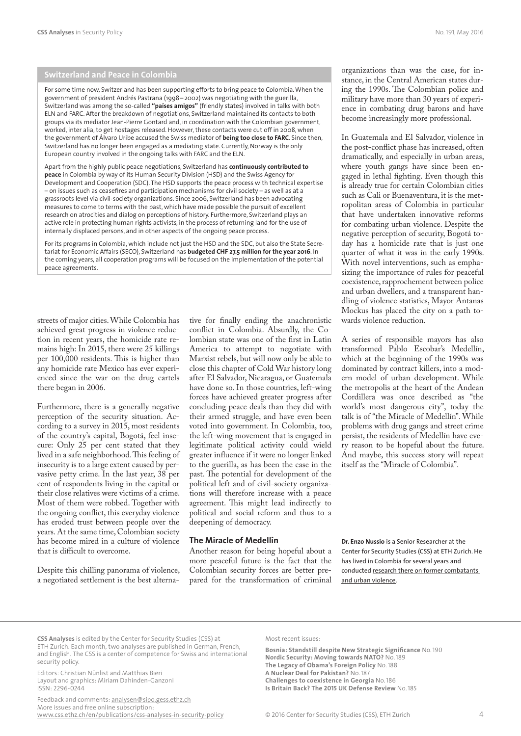## Switzerland and Peace in Colombia

For some time now, Switzerland has been supporting efforts to bring peace to Colombia. When the government of president Andrés Pastrana (1998 – 2002) was negotiating with the guerilla, Switzerland was among the so-called **"países amigos"** (friendly states) involved in talks with both ELN and FARC. After the breakdown of negotiations, Switzerland maintained its contacts to both groups via its mediator Jean-Pierre Gontard and, in coordination with the Colombian government, worked, inter alia, to get hostages released. However, these contacts were cut off in 2008, when the government of Álvaro Uribe accused the Swiss mediator of **being too close to FARC**. Since then, Switzerland has no longer been engaged as a mediating state. Currently, Norway is the only European country involved in the ongoing talks with FARC and the ELN.

Apart from the highly public peace negotiations, Switzerland has **continuously contributed to peace** in Colombia by way of its Human Security Division (HSD) and the Swiss Agency for Development and Cooperation (SDC). The HSD supports the peace process with technical expertise – on issues such as ceasefires and participation mechanisms for civil society – as well as at a grassroots level via civil-society organizations. Since 2006, Switzerland has been advocating measures to come to terms with the past, which have made possible the pursuit of excellent research on atrocities and dialog on perceptions of history. Furthermore, Switzerland plays an active role in protecting human rights activists, in the process of returning land for the use of internally displaced persons, and in other aspects of the ongoing peace process.

For its programs in Colombia, which include not just the HSD and the SDC, but also the State Secretariat for Economic Affairs (SECO), Switzerland has **budgeted CHF 27.5 million for the year 2016**. In the coming years, all cooperation programs will be focused on the implementation of the potential peace agreements.

streets of major cities. While Colombia has achieved great progress in violence reduction in recent years, the homicide rate remains high: In 2015, there were 25 killings per 100,000 residents. This is higher than any homicide rate Mexico has ever experienced since the war on the drug cartels there began in 2006.

Furthermore, there is a generally negative perception of the security situation. According to a survey in 2015, most residents of the country's capital, Bogotá, feel insecure: Only 25 per cent stated that they lived in a safe neighborhood. This feeling of insecurity is to a large extent caused by pervasive petty crime. In the last year, 38 per cent of respondents living in the capital or their close relatives were victims of a crime. Most of them were robbed. Together with the ongoing conflict, this everyday violence has eroded trust between people over the years. At the same time, Colombian society has become mired in a culture of violence that is difficult to overcome.

Despite this chilling panorama of violence, a negotiated settlement is the best alternative for finally ending the anachronistic conflict in Colombia. Absurdly, the Colombian state was one of the first in Latin America to attempt to negotiate with Marxist rebels, but will now only be able to close this chapter of Cold War history long after El Salvador, Nicaragua, or Guatemala have done so. In those countries, left-wing forces have achieved greater progress after concluding peace deals than they did with their armed struggle, and have even been voted into government. In Colombia, too, the left-wing movement that is engaged in legitimate political activity could wield greater influence if it were no longer linked to the guerilla, as has been the case in the past. The potential for development of the political left and of civil-society organizations will therefore increase with a peace agreement. This might lead indirectly to political and social reform and thus to a deepening of democracy.

### The Miracle of Medellín

Another reason for being hopeful about a more peaceful future is the fact that the Colombian security forces are better prepared for the transformation of criminal organizations than was the case, for instance, in the Central American states during the 1990s. The Colombian police and military have more than 30 years of experience in combating drug barons and have become increasingly more professional.

In Guatemala and El Salvador, violence in the post-conflict phase has increased, often dramatically, and especially in urban areas, where youth gangs have since been engaged in lethal fighting. Even though this is already true for certain Colombian cities such as Cali or Buenaventura, it is the metropolitan areas of Colombia in particular that have undertaken innovative reforms for combating urban violence. Despite the negative perception of security, Bogotá today has a homicide rate that is just one quarter of what it was in the early 1990s. With novel interventions, such as emphasizing the importance of rules for peaceful coexistence, rapprochement between police and urban dwellers, and a transparent handling of violence statistics, Mayor Antanas Mockus has placed the city on a path towards violence reduction.

A series of responsible mayors has also transformed Pablo Escobar's Medellín, which at the beginning of the 1990s was dominated by contract killers, into a modern model of urban development. While the metropolis at the heart of the Andean Cordillera was once described as "the world's most dangerous city", today the talk is of "the Miracle of Medellín". While problems with drug gangs and street crime persist, the residents of Medellín have every reason to be hopeful about the future. And maybe, this success story will repeat itself as the "Miracle of Colombia".

**Dr. Enzo Nussio** is a Senior Researcher at the Center for Security Studies (CSS) at ETH Zurich. He has lived in Colombia for several years and conducted research there on former combatants and urban violence.

**CSS Analyses** is edited by the Center for Security Studies (CSS) at ETH Zurich. Each month, two analyses are published in German, French, and English. The CSS is a center of competence for Swiss and international security policy.

Editors: Christian Nünlist and Matthias Bieri
Layout and graphics: Miriam Dahinden-Ganzoni
ISSN: 2296-0244

Feedback and comments: analysen@sipo.gess.ethz.ch
More issues and free online subscription:
www.css.ethz.ch/en/publications/css-analyses-in-security-policy

Most recent issues:

**Bosnia: Standstill despite New Strategic Significance** No. 190
**Nordic Security: Moving towards NATO?** No. 189
**The Legacy of Obama's Foreign Policy** No. 188
**A Nuclear Deal for Pakistan?** No. 187
**Challenges to coexistence in Georgia** No. 186
**Is Britain Back? The 2015 UK Defense Review** No. 185

© 2016 Center for Security Studies (CSS), ETH Zurich